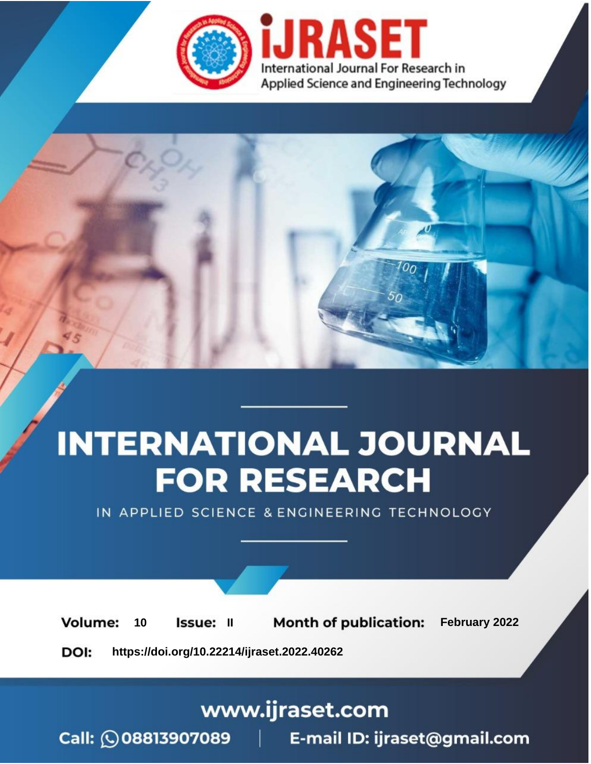iJRASET

International Journal For Research in Applied Science and Engineering Technology

# INTERNATIONAL JOURNAL FOR RESEARCH

IN APPLIED SCIENCE & ENGINEERING TECHNOLOGY

**Volume:** 10 **Issue:** II **Month of publication:** February 2022

**DOI:** https://doi.org/10.22214/ijraset.2022.40262

www.ijraset.com

Call: 08813907089 | E-mail ID: ijraset@gmail.com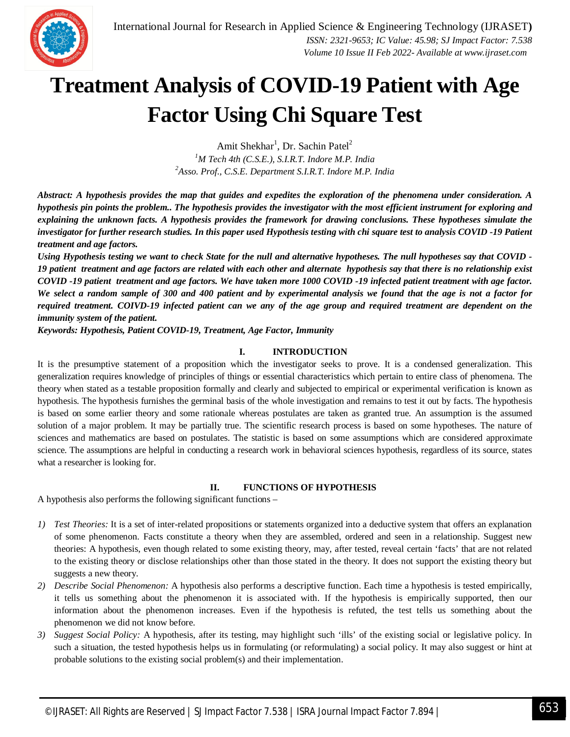# Treatment Analysis of COVID-19 Patient with Age Factor Using Chi Square Test

Amit Shekhar[1], Dr. Sachin Patel[2]

[1]*M Tech 4th (C.S.E.), S.I.R.T. Indore M.P. India*

[2]*Asso. Prof., C.S.E. Department S.I.R.T. Indore M.P. India*

***Abstract:** A hypothesis provides the map that guides and expedites the exploration of the phenomena under consideration. A hypothesis pin points the problem.. The hypothesis provides the investigator with the most efficient instrument for exploring and explaining the unknown facts. A hypothesis provides the framework for drawing conclusions. These hypotheses simulate the investigator for further research studies. In this paper used Hypothesis testing with chi square test to analysis COVID -19 Patient treatment and age factors.*

***Using Hypothesis testing we want to check State for the null and alternative hypotheses. The null hypotheses say that COVID - 19 patient treatment and age factors are related with each other and alternate hypothesis say that there is no relationship exist COVID -19 patient treatment and age factors. We have taken more 1000 COVID -19 infected patient treatment with age factor. We select a random sample of 300 and 400 patient and by experimental analysis we found that the age is not a factor for required treatment. COIVD-19 infected patient can we any of the age group and required treatment are dependent on the immunity system of the patient.***

***Keywords:** Hypothesis, Patient COVID-19, Treatment, Age Factor, Immunity*

## I. INTRODUCTION

It is the presumptive statement of a proposition which the investigator seeks to prove. It is a condensed generalization. This generalization requires knowledge of principles of things or essential characteristics which pertain to entire class of phenomena. The theory when stated as a testable proposition formally and clearly and subjected to empirical or experimental verification is known as hypothesis. The hypothesis furnishes the germinal basis of the whole investigation and remains to test it out by facts. The hypothesis is based on some earlier theory and some rationale whereas postulates are taken as granted true. An assumption is the assumed solution of a major problem. It may be partially true. The scientific research process is based on some hypotheses. The nature of sciences and mathematics are based on postulates. The statistic is based on some assumptions which are considered approximate science. The assumptions are helpful in conducting a research work in behavioral sciences hypothesis, regardless of its source, states what a researcher is looking for.

## II. FUNCTIONS OF HYPOTHESIS

A hypothesis also performs the following significant functions –

1) *Test Theories:* It is a set of inter-related propositions or statements organized into a deductive system that offers an explanation of some phenomenon. Facts constitute a theory when they are assembled, ordered and seen in a relationship. Suggest new theories: A hypothesis, even though related to some existing theory, may, after tested, reveal certain 'facts' that are not related to the existing theory or disclose relationships other than those stated in the theory. It does not support the existing theory but suggests a new theory.
2) *Describe Social Phenomenon:* A hypothesis also performs a descriptive function. Each time a hypothesis is tested empirically, it tells us something about the phenomenon it is associated with. If the hypothesis is empirically supported, then our information about the phenomenon increases. Even if the hypothesis is refuted, the test tells us something about the phenomenon we did not know before.
3) *Suggest Social Policy:* A hypothesis, after its testing, may highlight such 'ills' of the existing social or legislative policy. In such a situation, the tested hypothesis helps us in formulating (or reformulating) a social policy. It may also suggest or hint at probable solutions to the existing social problem(s) and their implementation.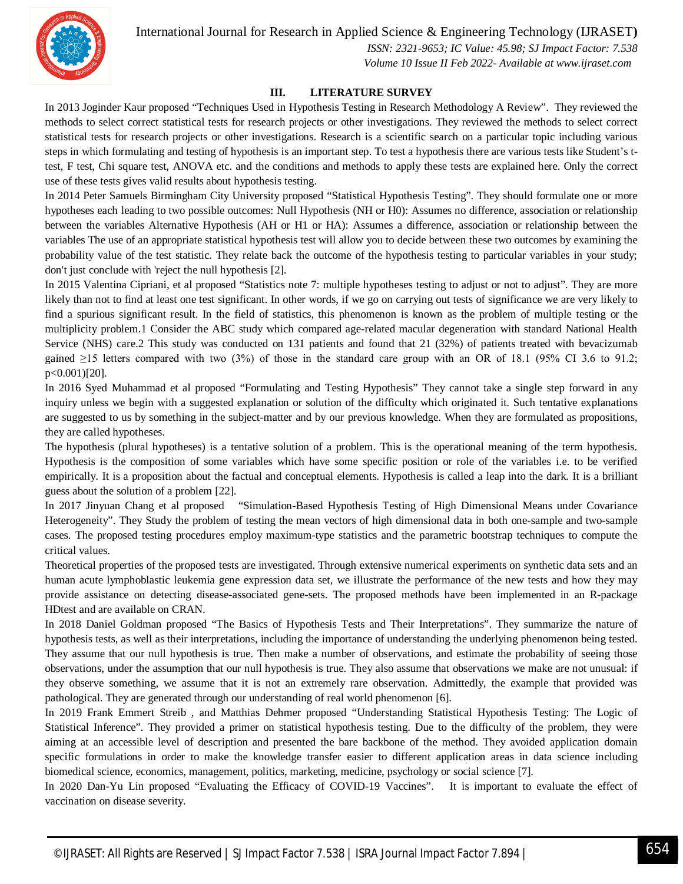## III. LITERATURE SURVEY

In 2013 Joginder Kaur proposed “Techniques Used in Hypothesis Testing in Research Methodology A Review”. They reviewed the methods to select correct statistical tests for research projects or other investigations. They reviewed the methods to select correct statistical tests for research projects or other investigations. Research is a scientific search on a particular topic including various steps in which formulating and testing of hypothesis is an important step. To test a hypothesis there are various tests like Student’s t-test, F test, Chi square test, ANOVA etc. and the conditions and methods to apply these tests are explained here. Only the correct use of these tests gives valid results about hypothesis testing.

In 2014 Peter Samuels Birmingham City University proposed “Statistical Hypothesis Testing”. They should formulate one or more hypotheses each leading to two possible outcomes: Null Hypothesis (NH or H0): Assumes no difference, association or relationship between the variables Alternative Hypothesis (AH or H1 or HA): Assumes a difference, association or relationship between the variables The use of an appropriate statistical hypothesis test will allow you to decide between these two outcomes by examining the probability value of the test statistic. They relate back the outcome of the hypothesis testing to particular variables in your study; don't just conclude with 'reject the null hypothesis [2].

In 2015 Valentina Cipriani, et al proposed “Statistics note 7: multiple hypotheses testing to adjust or not to adjust”. They are more likely than not to find at least one test significant. In other words, if we go on carrying out tests of significance we are very likely to find a spurious significant result. In the field of statistics, this phenomenon is known as the problem of multiple testing or the multiplicity problem.1 Consider the ABC study which compared age-related macular degeneration with standard National Health Service (NHS) care.2 This study was conducted on 131 patients and found that 21 (32%) of patients treated with bevacizumab gained ≥15 letters compared with two (3%) of those in the standard care group with an OR of 18.1 (95% CI 3.6 to 91.2; p<0.001)[20].

In 2016 Syed Muhammad et al proposed “Formulating and Testing Hypothesis” They cannot take a single step forward in any inquiry unless we begin with a suggested explanation or solution of the difficulty which originated it. Such tentative explanations are suggested to us by something in the subject-matter and by our previous knowledge. When they are formulated as propositions, they are called hypotheses.

The hypothesis (plural hypotheses) is a tentative solution of a problem. This is the operational meaning of the term hypothesis. Hypothesis is the composition of some variables which have some specific position or role of the variables i.e. to be verified empirically. It is a proposition about the factual and conceptual elements. Hypothesis is called a leap into the dark. It is a brilliant guess about the solution of a problem [22].

In 2017 Jinyuan Chang et al proposed “Simulation-Based Hypothesis Testing of High Dimensional Means under Covariance Heterogeneity”. They Study the problem of testing the mean vectors of high dimensional data in both one-sample and two-sample cases. The proposed testing procedures employ maximum-type statistics and the parametric bootstrap techniques to compute the critical values.

Theoretical properties of the proposed tests are investigated. Through extensive numerical experiments on synthetic data sets and an human acute lymphoblastic leukemia gene expression data set, we illustrate the performance of the new tests and how they may provide assistance on detecting disease-associated gene-sets. The proposed methods have been implemented in an R-package HDtest and are available on CRAN.

In 2018 Daniel Goldman proposed “The Basics of Hypothesis Tests and Their Interpretations”. They summarize the nature of hypothesis tests, as well as their interpretations, including the importance of understanding the underlying phenomenon being tested. They assume that our null hypothesis is true. Then make a number of observations, and estimate the probability of seeing those observations, under the assumption that our null hypothesis is true. They also assume that observations we make are not unusual: if they observe something, we assume that it is not an extremely rare observation. Admittedly, the example that provided was pathological. They are generated through our understanding of real world phenomenon [6].

In 2019 Frank Emmert Streib , and Matthias Dehmer proposed “Understanding Statistical Hypothesis Testing: The Logic of Statistical Inference”. They provided a primer on statistical hypothesis testing. Due to the difficulty of the problem, they were aiming at an accessible level of description and presented the bare backbone of the method. They avoided application domain specific formulations in order to make the knowledge transfer easier to different application areas in data science including biomedical science, economics, management, politics, marketing, medicine, psychology or social science [7].

In 2020 Dan-Yu Lin proposed “Evaluating the Efficacy of COVID-19 Vaccines”. It is important to evaluate the effect of vaccination on disease severity.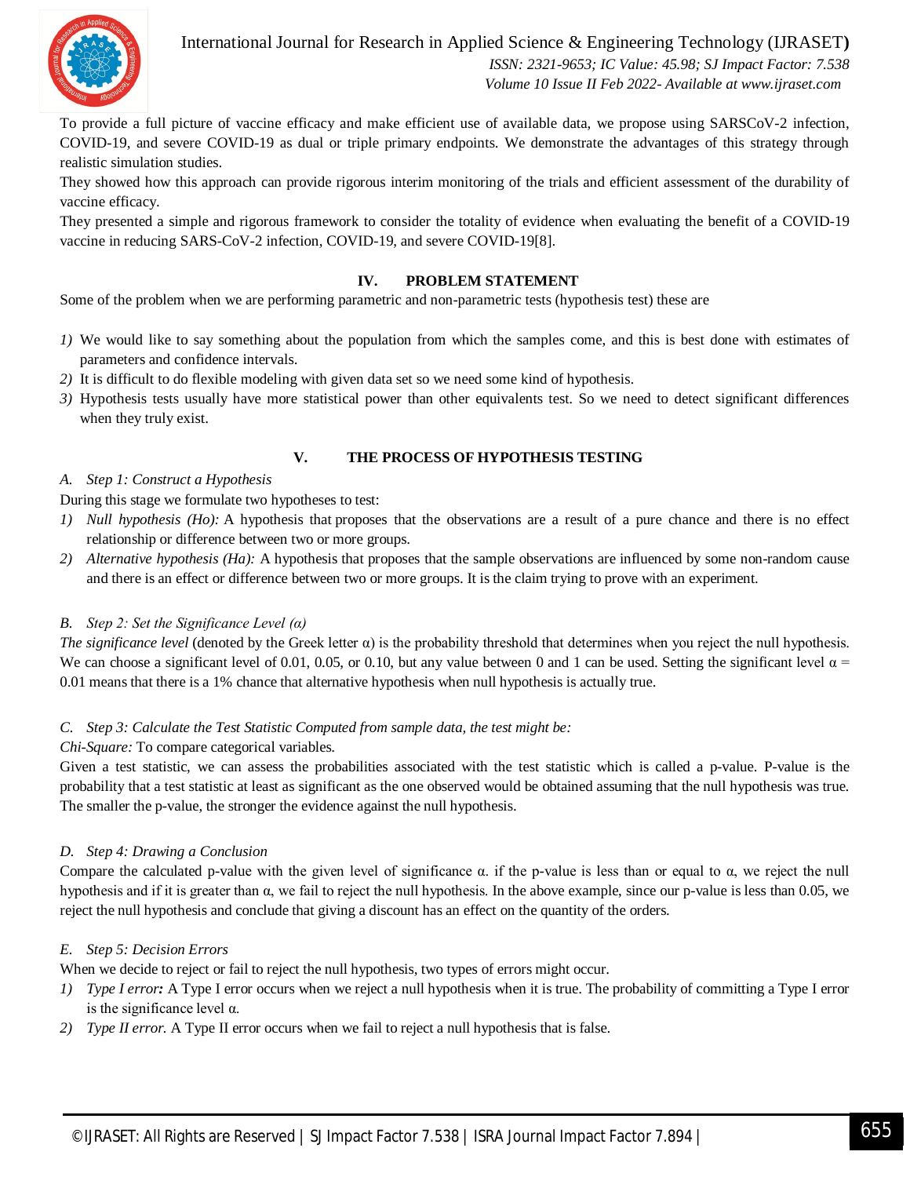To provide a full picture of vaccine efficacy and make efficient use of available data, we propose using SARSCoV-2 infection, COVID-19, and severe COVID-19 as dual or triple primary endpoints. We demonstrate the advantages of this strategy through realistic simulation studies.

They showed how this approach can provide rigorous interim monitoring of the trials and efficient assessment of the durability of vaccine efficacy.

They presented a simple and rigorous framework to consider the totality of evidence when evaluating the benefit of a COVID-19 vaccine in reducing SARS-CoV-2 infection, COVID-19, and severe COVID-19[8].

## IV. PROBLEM STATEMENT

Some of the problem when we are performing parametric and non-parametric tests (hypothesis test) these are

1) We would like to say something about the population from which the samples come, and this is best done with estimates of parameters and confidence intervals.
2) It is difficult to do flexible modeling with given data set so we need some kind of hypothesis.
3) Hypothesis tests usually have more statistical power than other equivalents test. So we need to detect significant differences when they truly exist.

## V. THE PROCESS OF HYPOTHESIS TESTING

### *A. Step 1: Construct a Hypothesis*

During this stage we formulate two hypotheses to test:

1) *Null hypothesis (Ho):* A hypothesis that proposes that the observations are a result of a pure chance and there is no effect relationship or difference between two or more groups.
2) *Alternative hypothesis (Ha):* A hypothesis that proposes that the sample observations are influenced by some non-random cause and there is an effect or difference between two or more groups. It is the claim trying to prove with an experiment.

### *B. Step 2: Set the Significance Level (α)*

*The significance level* (denoted by the Greek letter α) is the probability threshold that determines when you reject the null hypothesis. We can choose a significant level of 0.01, 0.05, or 0.10, but any value between 0 and 1 can be used. Setting the significant level $\alpha = 0.01$ means that there is a 1% chance that alternative hypothesis when null hypothesis is actually true.

### *C. Step 3: Calculate the Test Statistic Computed from sample data, the test might be:*

*Chi-Square:* To compare categorical variables.

Given a test statistic, we can assess the probabilities associated with the test statistic which is called a p-value. P-value is the probability that a test statistic at least as significant as the one observed would be obtained assuming that the null hypothesis was true. The smaller the p-value, the stronger the evidence against the null hypothesis.

### *D. Step 4: Drawing a Conclusion*

Compare the calculated p-value with the given level of significance α. if the p-value is less than or equal to α, we reject the null hypothesis and if it is greater than α, we fail to reject the null hypothesis. In the above example, since our p-value is less than 0.05, we reject the null hypothesis and conclude that giving a discount has an effect on the quantity of the orders.

### *E. Step 5: Decision Errors*

When we decide to reject or fail to reject the null hypothesis, two types of errors might occur.

1) *Type I error:* A Type I error occurs when we reject a null hypothesis when it is true. The probability of committing a Type I error is the significance level α.
2) *Type II error.* A Type II error occurs when we fail to reject a null hypothesis that is false.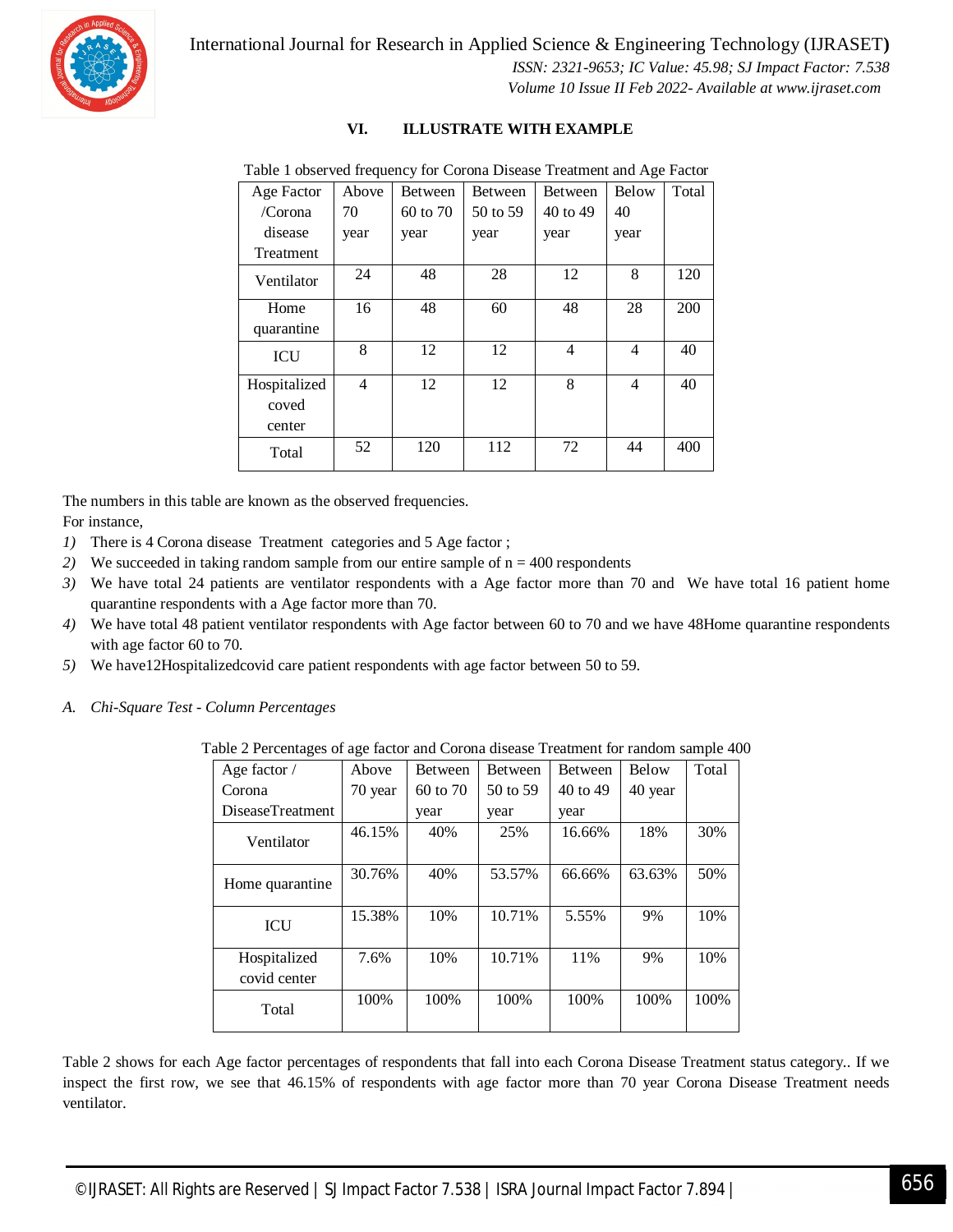## VI. ILLUSTRATE WITH EXAMPLE

Table 1 observed frequency for Corona Disease Treatment and Age Factor

| Age Factor /Corona disease Treatment | Above 70 year | Between 60 to 70 year | Between 50 to 59 year | Between 40 to 49 year | Below 40 year | Total |
|---|---|---|---|---|---|---|
| Ventilator | 24 | 48 | 28 | 12 | 8 | 120 |
| Home quarantine | 16 | 48 | 60 | 48 | 28 | 200 |
| ICU | 8 | 12 | 12 | 4 | 4 | 40 |
| Hospitalized coved center | 4 | 12 | 12 | 8 | 4 | 40 |
| Total | 52 | 120 | 112 | 72 | 44 | 400 |

The numbers in this table are known as the observed frequencies.
For instance,

1) There is 4 Corona disease Treatment categories and 5 Age factor ;
2) We succeeded in taking random sample from our entire sample of n = 400 respondents
3) We have total 24 patients are ventilator respondents with a Age factor more than 70 and We have total 16 patient home quarantine respondents with a Age factor more than 70.
4) We have total 48 patient ventilator respondents with Age factor between 60 to 70 and we have 48Home quarantine respondents with age factor 60 to 70.
5) We have12Hospitalizedcovid care patient respondents with age factor between 50 to 59.

### A. *Chi-Square Test - Column Percentages*

Table 2 Percentages of age factor and Corona disease Treatment for random sample 400

| Age factor / Corona DiseaseTreatment | Above 70 year | Between 60 to 70 year | Between 50 to 59 year | Between 40 to 49 year | Below 40 year | Total |
|---|---|---|---|---|---|---|
| Ventilator | 46.15% | 40% | 25% | 16.66% | 18% | 30% |
| Home quarantine | 30.76% | 40% | 53.57% | 66.66% | 63.63% | 50% |
| ICU | 15.38% | 10% | 10.71% | 5.55% | 9% | 10% |
| Hospitalized covid center | 7.6% | 10% | 10.71% | 11% | 9% | 10% |
| Total | 100% | 100% | 100% | 100% | 100% | 100% |

Table 2 shows for each Age factor percentages of respondents that fall into each Corona Disease Treatment status category.. If we inspect the first row, we see that 46.15% of respondents with age factor more than 70 year Corona Disease Treatment needs ventilator.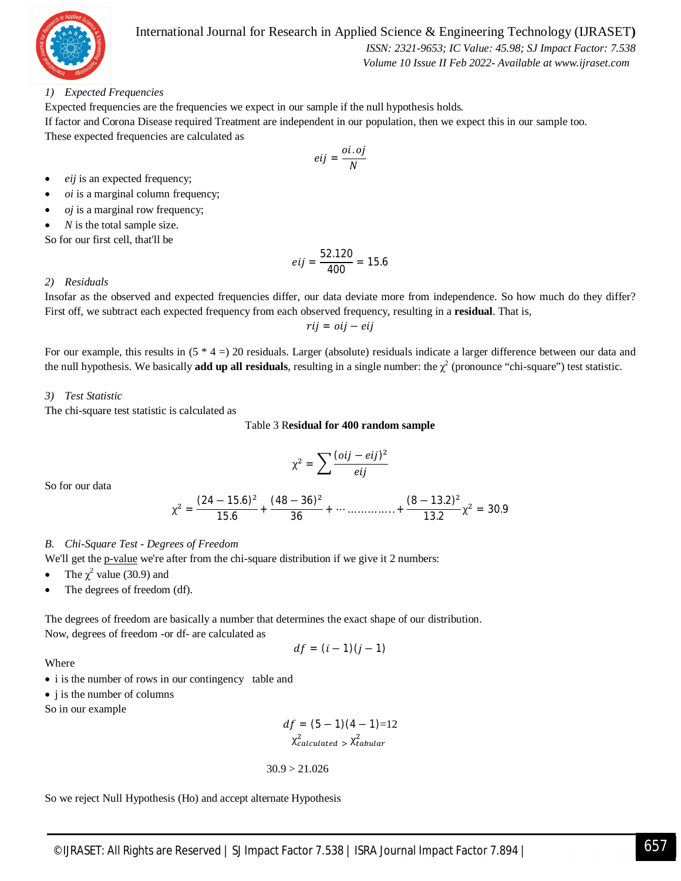#### 1) *Expected Frequencies*

Expected frequencies are the frequencies we expect in our sample if the null hypothesis holds.

If factor and Corona Disease required Treatment are independent in our population, then we expect this in our sample too.

These expected frequencies are calculated as

$$eij = \frac{oi.oj}{N}$$

- *eij* is an expected frequency;
- *oi* is a marginal column frequency;
- *oj* is a marginal row frequency;
- *N* is the total sample size.

So for our first cell, that'll be

$$eij = \frac{52.120}{400} = 15.6$$

#### 2) *Residuals*

Insofar as the observed and expected frequencies differ, our data deviate more from independence. So how much do they differ? First off, we subtract each expected frequency from each observed frequency, resulting in a **residual**. That is,

$$rij = oij - eij$$

For our example, this results in (5 * 4 =) 20 residuals. Larger (absolute) residuals indicate a larger difference between our data and the null hypothesis. We basically **add up all residuals**, resulting in a single number: the $\chi^2$ (pronounce "chi-square") test statistic.

#### 3) *Test Statistic*

The chi-square test statistic is calculated as

Table 3 R**esidual for 400 random sample**

$$\chi^2 = \sum \frac{(oij - eij)^2}{eij}$$

So for our data

$$\chi^2 = \frac{(24-15.6)^2}{15.6} + \frac{(48-36)^2}{36} + \cdots \ldots\ldots\ldots\ldots + \frac{(8-13.2)^2}{13.2}\chi^2 = 30.9$$

### B. *Chi-Square Test - Degrees of Freedom*

We'll get the p-value we're after from the chi-square distribution if we give it 2 numbers:

- The $\chi^2$ value (30.9) and
- The degrees of freedom (df).

The degrees of freedom are basically a number that determines the exact shape of our distribution.

Now, degrees of freedom -or df- are calculated as

$$df = (i-1)(j-1)$$

Where

- i is the number of rows in our contingency table and
- j is the number of columns

So in our example

$$df = (5-1)(4-1) = 12$$

$$\chi^2_{calculated} > \chi^2_{tabular}$$

$$30.9 > 21.026$$

So we reject Null Hypothesis (Ho) and accept alternate Hypothesis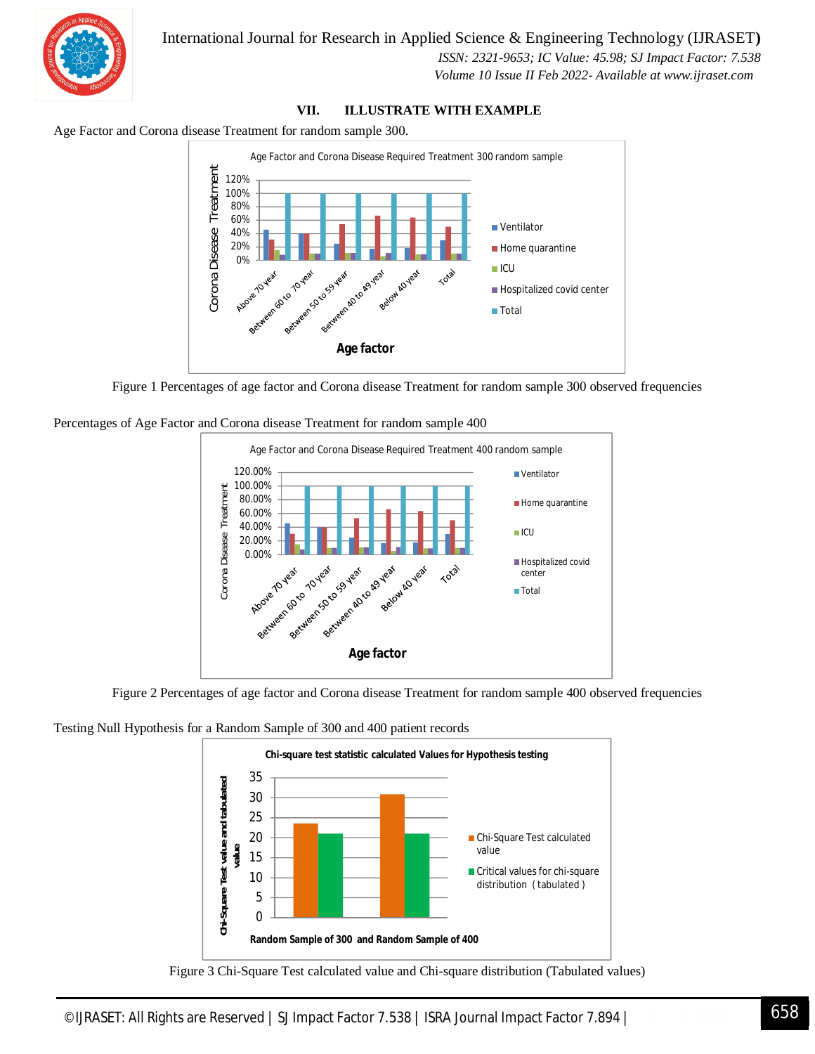## VII. ILLUSTRATE WITH EXAMPLE

Age Factor and Corona disease Treatment for random sample 300.

Figure 1 Percentages of age factor and Corona disease Treatment for random sample 300 observed frequencies

Percentages of Age Factor and Corona disease Treatment for random sample 400

Figure 2 Percentages of age factor and Corona disease Treatment for random sample 400 observed frequencies

Testing Null Hypothesis for a Random Sample of 300 and 400 patient records

Figure 3 Chi-Square Test calculated value and Chi-square distribution (Tabulated values)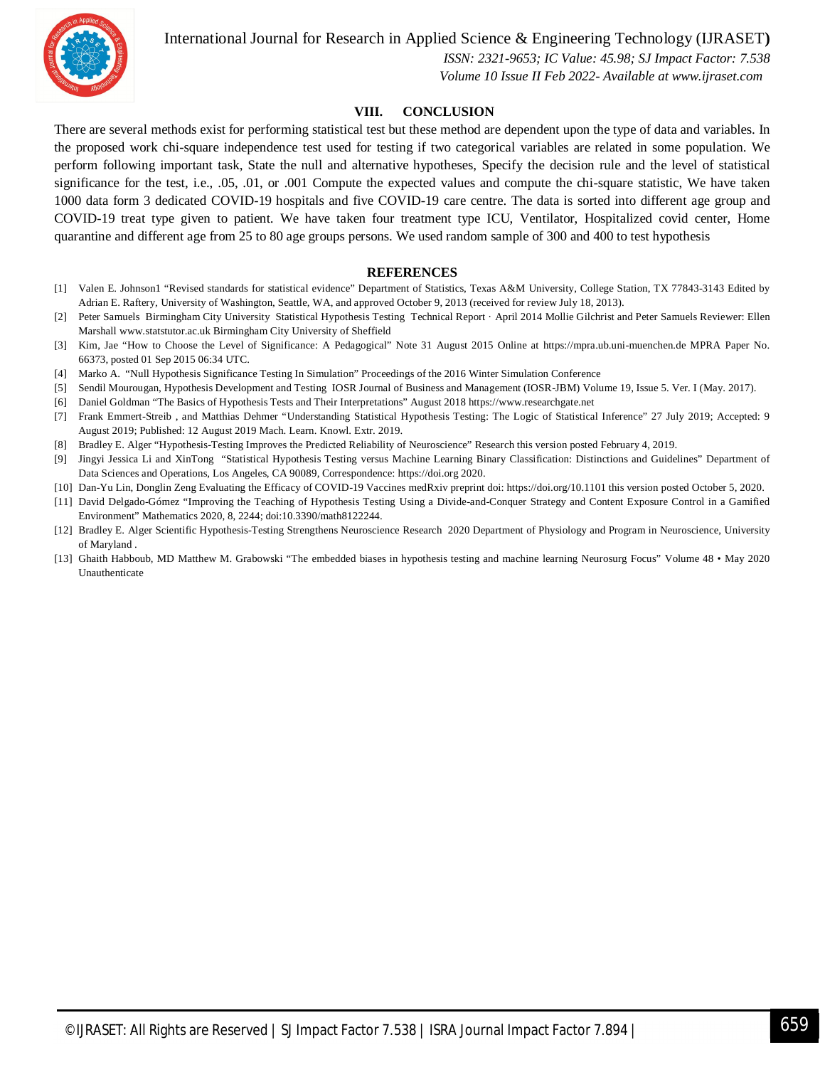## VIII. CONCLUSION

There are several methods exist for performing statistical test but these method are dependent upon the type of data and variables. In the proposed work chi-square independence test used for testing if two categorical variables are related in some population. We perform following important task, State the null and alternative hypotheses, Specify the decision rule and the level of statistical significance for the test, i.e., .05, .01, or .001 Compute the expected values and compute the chi-square statistic, We have taken 1000 data form 3 dedicated COVID-19 hospitals and five COVID-19 care centre. The data is sorted into different age group and COVID-19 treat type given to patient. We have taken four treatment type ICU, Ventilator, Hospitalized covid center, Home quarantine and different age from 25 to 80 age groups persons. We used random sample of 300 and 400 to test hypothesis

## REFERENCES

[1] Valen E. Johnson1 "Revised standards for statistical evidence" Department of Statistics, Texas A&M University, College Station, TX 77843-3143 Edited by Adrian E. Raftery, University of Washington, Seattle, WA, and approved October 9, 2013 (received for review July 18, 2013).

[2] Peter Samuels Birmingham City University Statistical Hypothesis Testing Technical Report · April 2014 Mollie Gilchrist and Peter Samuels Reviewer: Ellen Marshall www.statstutor.ac.uk Birmingham City University of Sheffield

[3] Kim, Jae "How to Choose the Level of Significance: A Pedagogical" Note 31 August 2015 Online at https://mpra.ub.uni-muenchen.de MPRA Paper No. 66373, posted 01 Sep 2015 06:34 UTC.

[4] Marko A. "Null Hypothesis Significance Testing In Simulation" Proceedings of the 2016 Winter Simulation Conference

[5] Sendil Mourougan, Hypothesis Development and Testing IOSR Journal of Business and Management (IOSR-JBM) Volume 19, Issue 5. Ver. I (May. 2017).

[6] Daniel Goldman "The Basics of Hypothesis Tests and Their Interpretations" August 2018 https://www.researchgate.net

[7] Frank Emmert-Streib , and Matthias Dehmer "Understanding Statistical Hypothesis Testing: The Logic of Statistical Inference" 27 July 2019; Accepted: 9 August 2019; Published: 12 August 2019 Mach. Learn. Knowl. Extr. 2019.

[8] Bradley E. Alger "Hypothesis-Testing Improves the Predicted Reliability of Neuroscience" Research this version posted February 4, 2019.

[9] Jingyi Jessica Li and XinTong "Statistical Hypothesis Testing versus Machine Learning Binary Classification: Distinctions and Guidelines" Department of Data Sciences and Operations, Los Angeles, CA 90089, Correspondence: https://doi.org 2020.

[10] Dan-Yu Lin, Donglin Zeng Evaluating the Efficacy of COVID-19 Vaccines medRxiv preprint doi: https://doi.org/10.1101 this version posted October 5, 2020.

[11] David Delgado-Gómez "Improving the Teaching of Hypothesis Testing Using a Divide-and-Conquer Strategy and Content Exposure Control in a Gamified Environment" Mathematics 2020, 8, 2244; doi:10.3390/math8122244.

[12] Bradley E. Alger Scientific Hypothesis-Testing Strengthens Neuroscience Research 2020 Department of Physiology and Program in Neuroscience, University of Maryland .

[13] Ghaith Habboub, MD Matthew M. Grabowski "The embedded biases in hypothesis testing and machine learning Neurosurg Focus" Volume 48 • May 2020 Unauthenticate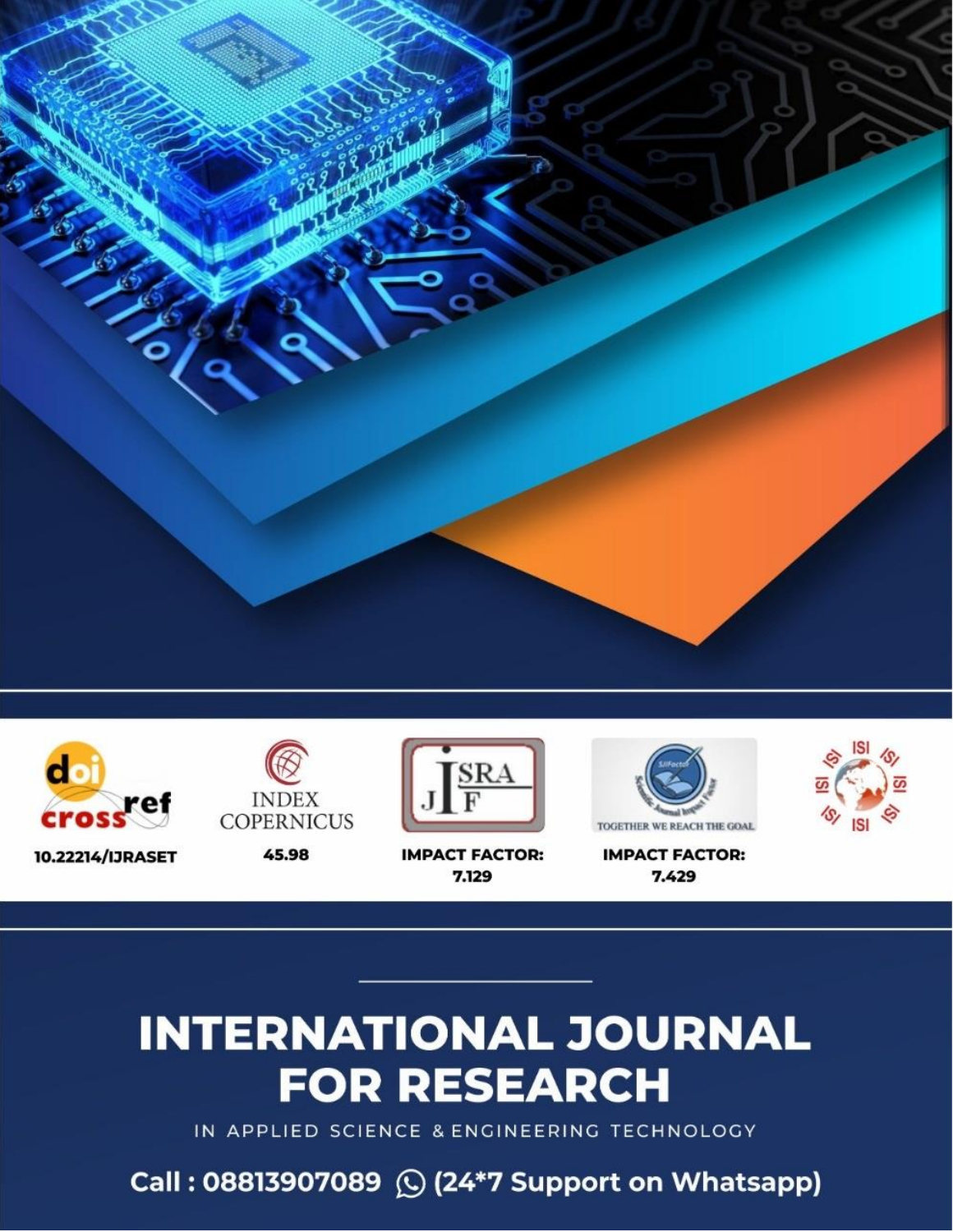10.22214/IJRASET

INDEX COPERNICUS

45.98

IMPACT FACTOR: 7.129

IMPACT FACTOR: 7.429

# INTERNATIONAL JOURNAL FOR RESEARCH

IN APPLIED SCIENCE & ENGINEERING TECHNOLOGY

Call : 08813907089 (24*7 Support on Whatsapp)